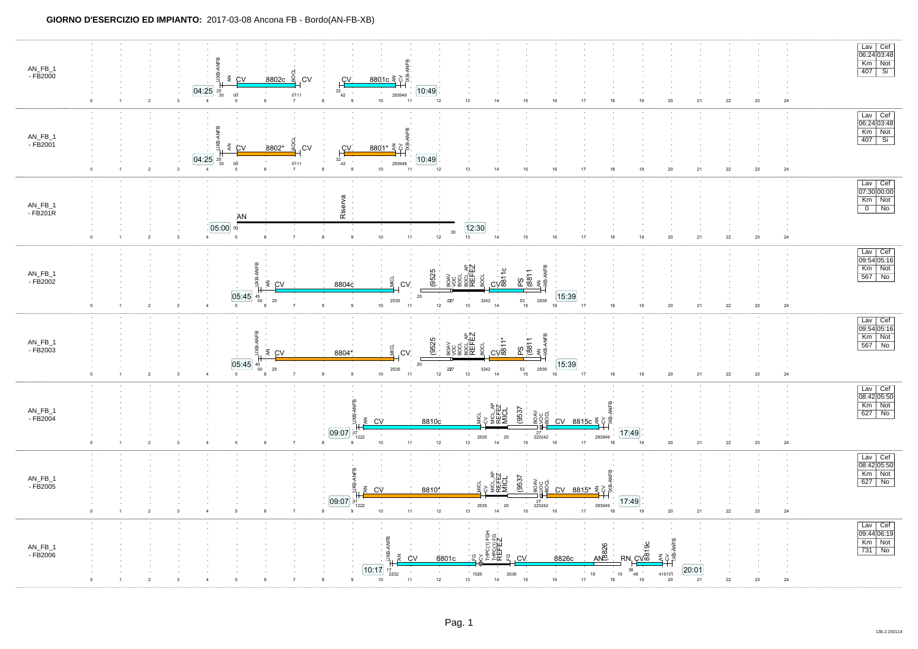**GIORNO D'ESERCIZIO ED IMPIANTO:** 2017-03-08 Ancona FB - Bordo(AN-FB-XB)

| Turno | Inizio | Servizi | Fine | Lav | Cef | Km | Not |
|---|---|---|---|---|---|---|---|
| AN_FB_1 - FB2000 | 04:25 | UXB-ANFB, AN, CV 8802c BOCL, CV; CV 8801c AN, CV, IXB-ANFB | 10:49 | 06:24 | 03:48 | 407 | Si |
| AN_FB_1 - FB2001 | 04:25 | UXB-ANFB, AN, CV 8802* BOCL, CV; CV 8801* AN, CV, IXB-ANFB | 10:49 | 06:24 | 03:48 | 407 | Si |
| AN_FB_1 - FB201R | 05:00 | AN Riserva | 12:30 | 07:30 | 00:00 | 0 | No |
| AN_FB_1 - FB2002 | 05:45 | UXB-ANFB, AN, CV 8804c MICL, CV; (9525; BOAV, VOC, BOCL, BOCL_AP, REFEZ, BOCL; CV 8811c PS; (8811 AN, IXB-ANFB | 15:39 | 09:54 | 05:16 | 567 | No |
| AN_FB_1 - FB2003 | 05:45 | UXB-ANFB, AN, CV 8804* MICL, CV; (9525; BOAV, VOC, BOCL, BOCL_AP, REFEZ, BOCL; CV 8811* PS; (8811 AN, IXB-ANFB | 15:39 | 09:54 | 05:16 | 567 | No |
| AN_FB_1 - FB2004 | 09:07 | UXB-ANFB, AN, CV 8810c MICL, CV; MICL_AP, REFEZ, MICL; (9537; BOAV, VOC, BOCL; CV 8815c AN, CV, IXB-ANFB | 17:49 | 08:42 | 05:50 | 627 | No |
| AN_FB_1 - FB2005 | 09:07 | UXB-ANFB, AN, CV 8810* MICL, CV; MICL_AP, REFEZ, MICL; (9537; BOAV, VOC, BOCL; CV 8815* AN, CV, IXB-ANFB | 17:49 | 08:42 | 05:50 | 627 | No |
| AN_FB_1 - FB2006 | 10:17 | UXB-ANFB, AN, CV 8801c FG, CV; TrPC(1) FGH, TrPC(1) FG, REFEZ, FG; CV 8826c AN; 8826 RN; CV 8819c AN, CV, IXB-ANFB | 20:01 | 09:44 | 06:19 | 731 | No |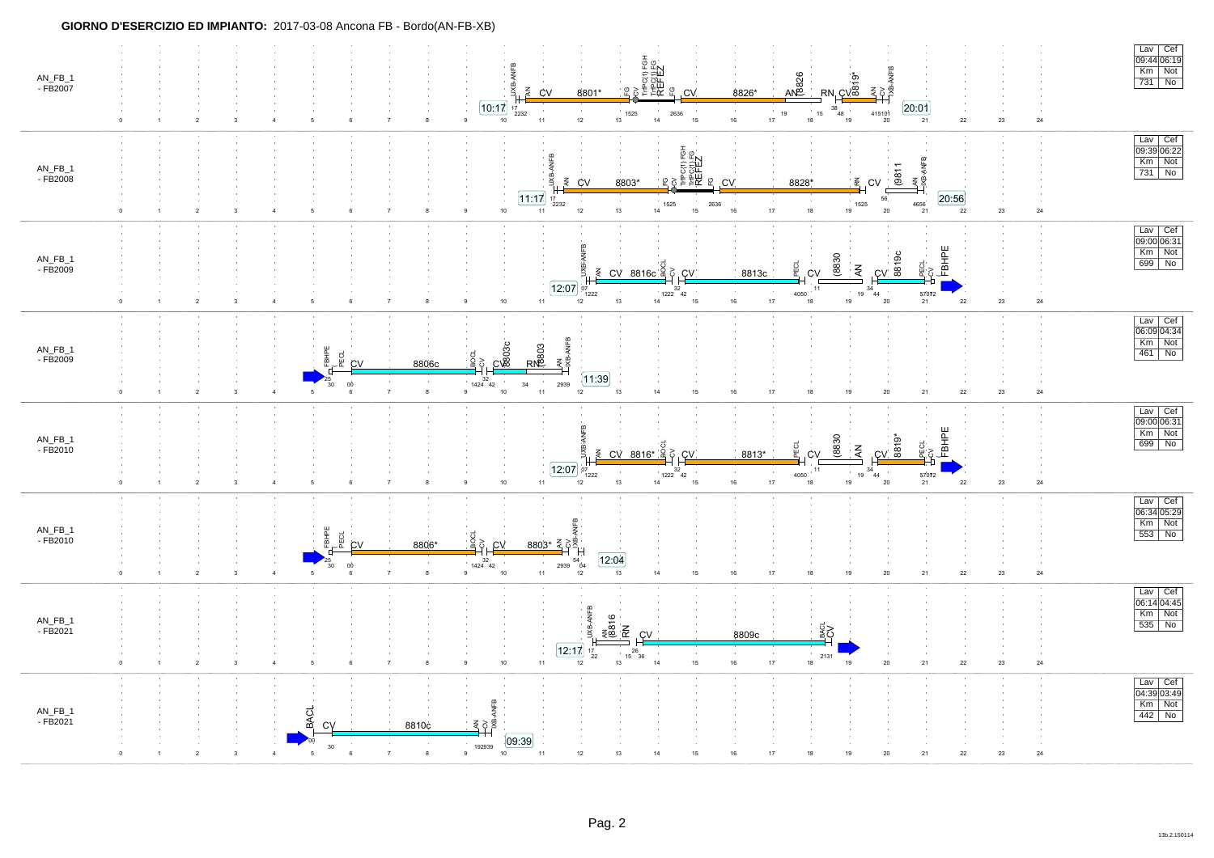**GIORNO D'ESERCIZIO ED IMPIANTO:** 2017-03-08 Ancona FB - Bordo(AN-FB-XB)

## AN_FB_1 - FB2007

10:17 — UXB-ANFB, AN, CV, 8801*, FG, CV, TrPC(1) FGH, TrPC(1) FG, REFEZ, FG, CV, 8826*, AN, 8826, RN, CV, 8819*, AN, CV, XB-ANFB — 20:01

Times: 17, 2232, 1525, 2636, 19, 15, 38, 48, 415101

| Lav | Cef |
|---|---|
| 09:44 | 06:19 |
| Km | Not |
| 731 | No |

## AN_FB_1 - FB2008

11:17 — UXB-ANFB, AN, CV, 8803*, FG, CV, TrPC(1) FGH, TrPC(1) FG, REFEZ, FG, CV, 8828*, RN, CV, (8811, AN, XB-ANFB — 20:56

Times: 17, 2232, 1525, 2636, 56, 1525, 4656

| Lav | Cef |
|---|---|
| 09:39 | 06:22 |
| Km | Not |
| 731 | No |

## AN_FB_1 - FB2009

12:07 — UXB-ANFB, AN, CV, 8816c, BOCL, CV, CV, 8813c, PECL, CV, (8830, AN, CV, 8819c, PECL, CV, FBHPE

Times: 07, 1222, 32, 1222, 42, 4050, 11, 34, 19, 44, 5702, 12

| Lav | Cef |
|---|---|
| 09:00 | 06:31 |
| Km | Not |
| 699 | No |

## AN_FB_1 - FB2009

FBHPE, PECL, CV, 8806c, BOCL, CV, CV, 8803c, RN, 8803, AN, XB-ANFB — 11:39

Times: 25, 30, 00, 32, 1424, 42, 34, 2939

| Lav | Cef |
|---|---|
| 06:09 | 04:34 |
| Km | Not |
| 461 | No |

## AN_FB_1 - FB2010

12:07 — UXB-ANFB, AN, CV, 8816*, BOCL, CV, CV, 8813*, PECL, CV, (8830, AN, CV, 8819*, PECL, CV, FBHPE

Times: 07, 1222, 32, 1222, 42, 4050, 11, 34, 19, 44, 5702, 12

| Lav | Cef |
|---|---|
| 09:00 | 06:31 |
| Km | Not |
| 699 | No |

## AN_FB_1 - FB2010

FBHPE, PECL, CV, 8806*, BOCL, CV, CV, 8803*, AN, CV, XB-ANFB — 12:04

Times: 25, 30, 00, 32, 1424, 42, 2939, 54, 04

| Lav | Cef |
|---|---|
| 06:34 | 05:29 |
| Km | Not |
| 553 | No |

## AN_FB_1 - FB2021

12:17 — UXB-ANFB, AN, (8816, RN, CV, 8809c, BACL, CV

Times: 17, 22, 26, 15, 36, 2131

| Lav | Cef |
|---|---|
| 06:14 | 04:45 |
| Km | Not |
| 535 | No |

## AN_FB_1 - FB2021

BACL, CV, 8810c, AN, CV, XB-ANFB — 09:39

Times: 00, 30, 192939

| Lav | Cef |
|---|---|
| 04:39 | 03:49 |
| Km | Not |
| 442 | No |

13b.2.150114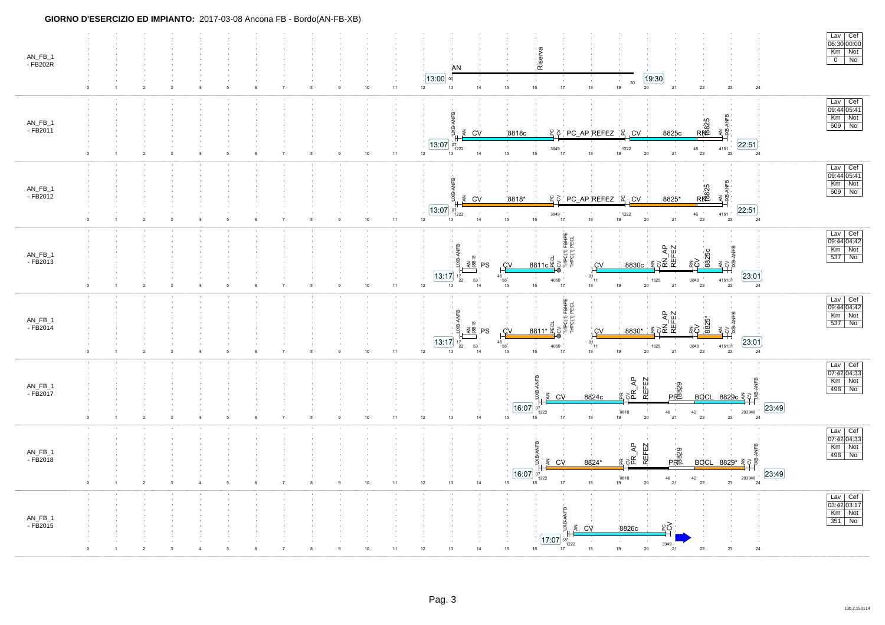**GIORNO D'ESERCIZIO ED IMPIANTO:** 2017-03-08 Ancona FB - Bordo(AN-FB-XB)

## AN_FB_1 - FB202R

AN — Riserva

13:00 00 … 30 19:30

| Lav | Cef |
|---|---|
| 06:30 | 00:00 |
| Km | Not |
| 0 | No |

## AN_FB_1 - FB2011

UXB-ANFB, AN, CV, 8818c, PC, CV, PC_AP REFEZ, PC, CV, 8825c, RN, 8825, AN, UXB-ANFB

13:07 07 1222 … 3949 … 1222 … 46 … 4151 22:51

| Lav | Cef |
|---|---|
| 09:44 | 05:41 |
| Km | Not |
| 609 | No |

## AN_FB_1 - FB2012

UXB-ANFB, AN, CV, 8818*, PC, CV, PC_AP REFEZ, PC, CV, 8825*, RN, 8825, AN, UXB-ANFB

13:07 07 1222 … 3949 … 1222 … 46 … 4151 22:51

| Lav | Cef |
|---|---|
| 09:44 | 05:41 |
| Km | Not |
| 609 | No |

## AN_FB_1 - FB2013

UXB-ANFB, AN, 8818, PS, CV, 8811c, PECL, CV, TrPC(1) FBHPE, TrPC(1) PECL, CV, 8830c, RN, CV, RN_AP, REFEZ, RN, CV, 8825c, AN, CV, UXB-ANFB

13:17 17 22 53 … 45 55 … 4050 … 01 11 … 1525 … 3848 … 4151 01 23:01

| Lav | Cef |
|---|---|
| 09:44 | 04:42 |
| Km | Not |
| 537 | No |

## AN_FB_1 - FB2014

UXB-ANFB, AN, 8818, PS, CV, 8811*, PECL, CV, TrPC(1) FBHPE, TrPC(1) PECL, CV, 8830*, RN, CV, RN_AP, REFEZ, RN, CV, 8825*, AN, CV, UXB-ANFB

13:17 17 22 53 … 45 55 … 4050 … 01 11 … 1525 … 3848 … 4151 01 23:01

| Lav | Cef |
|---|---|
| 09:44 | 04:42 |
| Km | Not |
| 537 | No |

## AN_FB_1 - FB2017

UXB-ANFB, AN, CV, 8824c, PR, CV, PR_AP, REFEZ, PR, 8829, BOCL, 8829c, AN, CV, UXB-ANFB

16:07 07 1222 … 0818 … 46 … 42 … 2939 49 23:49

| Lav | Cef |
|---|---|
| 07:42 | 04:33 |
| Km | Not |
| 498 | No |

## AN_FB_1 - FB2018

UXB-ANFB, AN, CV, 8824*, PR, CV, PR_AP, REFEZ, PR, 8829, BOCL, 8829*, AN, CV, UXB-ANFB

16:07 07 1222 … 0818 … 46 … 42 … 2939 49 23:49

| Lav | Cef |
|---|---|
| 07:42 | 04:33 |
| Km | Not |
| 498 | No |

## AN_FB_1 - FB2015

UXB-ANFB, AN, CV, 8826c, PC, CV

17:07 07 1222 … 3949

| Lav | Cef |
|---|---|
| 03:42 | 03:17 |
| Km | Not |
| 351 | No |

13b.2.150114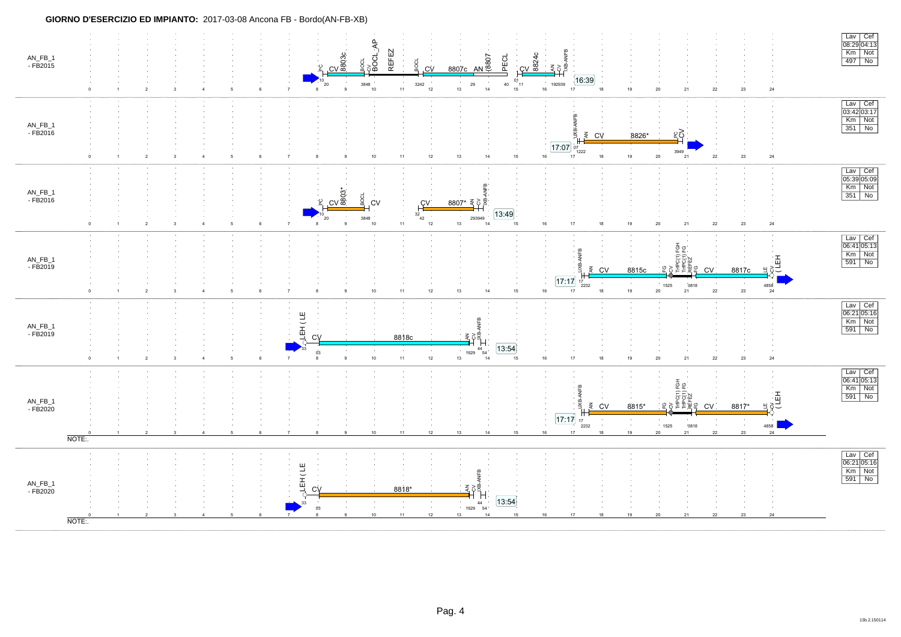**GIORNO D'ESERCIZIO ED IMPIANTO:** 2017-03-08 Ancona FB - Bordo(AN-FB-XB)

## AN_FB_1 - FB2015

PC | CV | 8803c | BOCL | CV | BOCL_AP | REFEZ | BOCL | CV | 8807c | AN | 8807 | PECL | CV | 8824c | AN | CV | XB-ANFB

10 20 | 3848 | 3242 | 29 | 40 01 | 11 | 192939 | 16:39

| Lav | Cef |
|---|---|
| 08:29 | 04:13 |
| Km | Not |
| 497 | No |

## AN_FB_1 - FB2016

UXB-ANFB | AN | CV | 8826* | PC | CV

17:07 | 07 | 1222 | 3949

| Lav | Cef |
|---|---|
| 03:42 | 03:17 |
| Km | Not |
| 351 | No |

## AN_FB_1 - FB2016

PC | CV | 8803* | BOCL | CV | CV | 8807* | AN | CV | XB-ANFB

10 20 | 3848 | 32 42 | 293949 | 13:49

| Lav | Cef |
|---|---|
| 05:39 | 05:09 |
| Km | Not |
| 351 | No |

## AN_FB_1 - FB2019

UXB-ANFB | AN | CV | 8815c | FG | CV | TrPC(1) FGH | TrPC(1) FG | REFEZ | FG | CV | 8817c | LE | CV | ( LEH

17:17 | 17 | 2232 | 1525 | 0818 | 4858

| Lav | Cef |
|---|---|
| 06:41 | 05:13 |
| Km | Not |
| 591 | No |

## AN_FB_1 - FB2019

LEH ( LE | CV | 8818c | AN | CV | XB-ANFB

33 | 03 | 1929 | 44 | 54 | 13:54

| Lav | Cef |
|---|---|
| 06:21 | 05:16 |
| Km | Not |
| 591 | No |

## AN_FB_1 - FB2020

UXB-ANFB | AN | CV | 8815* | FG | CV | TrPC(1) FGH | TrPC(1) FG | REFEZ | FG | CV | 8817* | LE | CV | ( LEH

17:17 | 17 | 2232 | 1525 | 0818 | 4858

| Lav | Cef |
|---|---|
| 06:41 | 05:13 |
| Km | Not |
| 591 | No |

NOTE:.

## AN_FB_1 - FB2020

LEH ( LE | CV | 8818* | AN | CV | XB-ANFB

33 | 03 | 1929 | 44 | 54 | 13:54

| Lav | Cef |
|---|---|
| 06:21 | 05:16 |
| Km | Not |
| 591 | No |

NOTE:.

13b.2.150114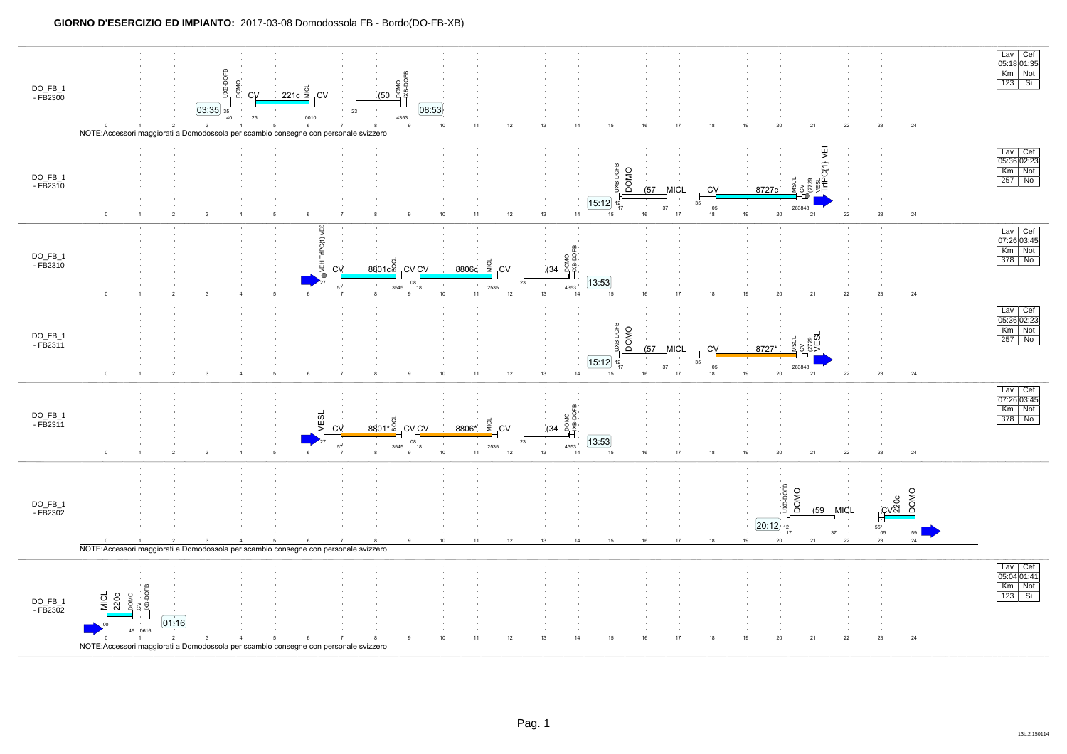**GIORNO D'ESERCIZIO ED IMPIANTO:** 2017-03-08 Domodossola FB - Bordo(DO-FB-XB)

**DO_FB_1 - FB2300**

03:35 — UXB-DOFB 35 — DOMO 40 — CV 25 — 221c — MICL 0610 — CV — (50 23 — DOMO 4353 — XB-DOFB — 08:53

| Lav | Cef |
| --- | --- |
| 05:18 | 01:35 |
| Km | Not |
| 123 | Si |

NOTE:Accessori maggiorati a Domodossola per scambio consegne con personale svizzero

**DO_FB_1 - FB2310**

15:12 — UXB-DOFB 12 — DOMO 17 — (57 — MICL 37 — CV 35 05 — 8727c — MSCL 283848 — CV — I2729 — VESL — TrPC(1) VEH

| Lav | Cef |
| --- | --- |
| 05:36 | 02:23 |
| Km | Not |
| 257 | No |

**DO_FB_1 - FB2310**

VEH TrPC(1) VESL 27 — CV 57 — 8801c — BOCL 3545 — CV 08 — CV 18 — 8806c — MICL 2535 — CV — (34 23 — DOMO 4353 — XB-DOFB — 13:53

| Lav | Cef |
| --- | --- |
| 07:26 | 03:45 |
| Km | Not |
| 378 | No |

**DO_FB_1 - FB2311**

15:12 — UXB-DOFB 12 — DOMO 17 — (57 — MICL 37 — CV 35 05 — 8727* — MSCL 283848 — CV — I2729 — VESL

| Lav | Cef |
| --- | --- |
| 05:36 | 02:23 |
| Km | Not |
| 257 | No |

**DO_FB_1 - FB2311**

VESL 27 — CV 57 — 8801* — BOCL 3545 — CV 08 — CV 18 — 8806* — MICL 2535 — CV — (34 23 — DOMO 4353 — XB-DOFB — 13:53

| Lav | Cef |
| --- | --- |
| 07:26 | 03:45 |
| Km | Not |
| 378 | No |

**DO_FB_1 - FB2302**

20:12 — UXB-DOFB 12 — DOMO 17 — (59 — MICL 37 — CV 55 05 — 220c — DOMO 59

NOTE:Accessori maggiorati a Domodossola per scambio consegne con personale svizzero

**DO_FB_1 - FB2302**

MICL 08 — 220c — DOMO 46 — CV 0616 — XB-DOFB — 01:16

| Lav | Cef |
| --- | --- |
| 05:04 | 01:41 |
| Km | Not |
| 123 | Si |

NOTE:Accessori maggiorati a Domodossola per scambio consegne con personale svizzero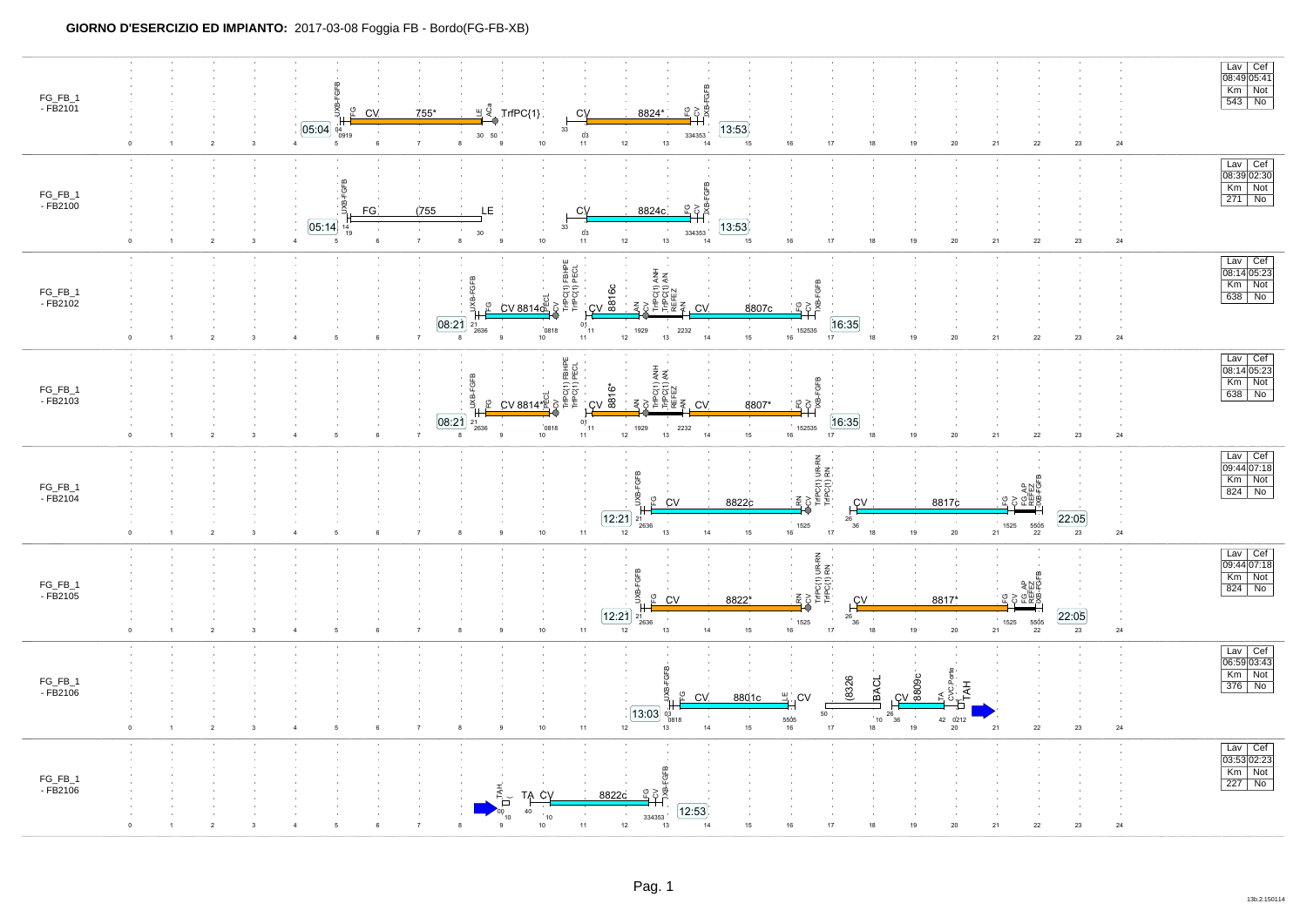**GIORNO D'ESERCIZIO ED IMPIANTO:** 2017-03-08 Foggia FB - Bordo(FG-FB-XB)

| Turno | Inizio | Servizi | Fine | Lav | Cef | Km | Not |
|---|---|---|---|---|---|---|---|
| FG_FB_1 - FB2101 | 05:04 | UXB-FGFB, FG CV 755* LE ACa, TrfPC(1), CV 8824* FG CV TXB-FGFB | 13:53 | 08:49 | 05:41 | 543 | No |
| FG_FB_1 - FB2100 | 05:14 | UXB-FGFB, FG (755 LE, CV 8824c FG CV TXB-FGFB | 13:53 | 08:39 | 02:30 | 271 | No |
| FG_FB_1 - FB2102 | 08:21 | UXB-FGFB, FG CV 8814c PECL CV, TrfPC(1) FBHPE, TrfPC(1) PECL, CV 8816c AN CV, TrfPC(1) ANH, TrfPC(1) AN, REFEZ, AN CV 8807c FG CV TXB-FGFB | 16:35 | 08:14 | 05:23 | 638 | No |
| FG_FB_1 - FB2103 | 08:21 | UXB-FGFB, FG CV 8814* PECL CV, TrfPC(1) FBHPE, TrfPC(1) PECL, CV 8816* AN CV, TrfPC(1) ANH, TrfPC(1) AN, REFEZ, AN CV 8807* FG CV TXB-FGFB | 16:35 | 08:14 | 05:23 | 638 | No |
| FG_FB_1 - FB2104 | 12:21 | UXB-FGFB, FG CV 8822c RN CV, TrfPC(1) URRN, TrfPC(1) RN, CV 8817c FG CV, FG_AP, REFEZ, TXB-FGFB | 22:05 | 09:44 | 07:18 | 824 | No |
| FG_FB_1 - FB2105 | 12:21 | UXB-FGFB, FG CV 8822* RN CV, TrfPC(1) URRN, TrfPC(1) RN, CV 8817* FG CV, FG_AP, REFEZ, TXB-FGFB | 22:05 | 09:44 | 07:18 | 824 | No |
| FG_FB_1 - FB2106 | 13:03 | UXB-FGFB, FG CV 8801c LE CV, (8326 BACL, CV 8809c TA, CVC_Porta, TAH | | 06:59 | 03:43 | 376 | No |
| FG_FB_1 - FB2106 | | TAH, TA CV 8822c FG CV TXB-FGFB | 12:53 | 03:53 | 02:23 | 227 | No |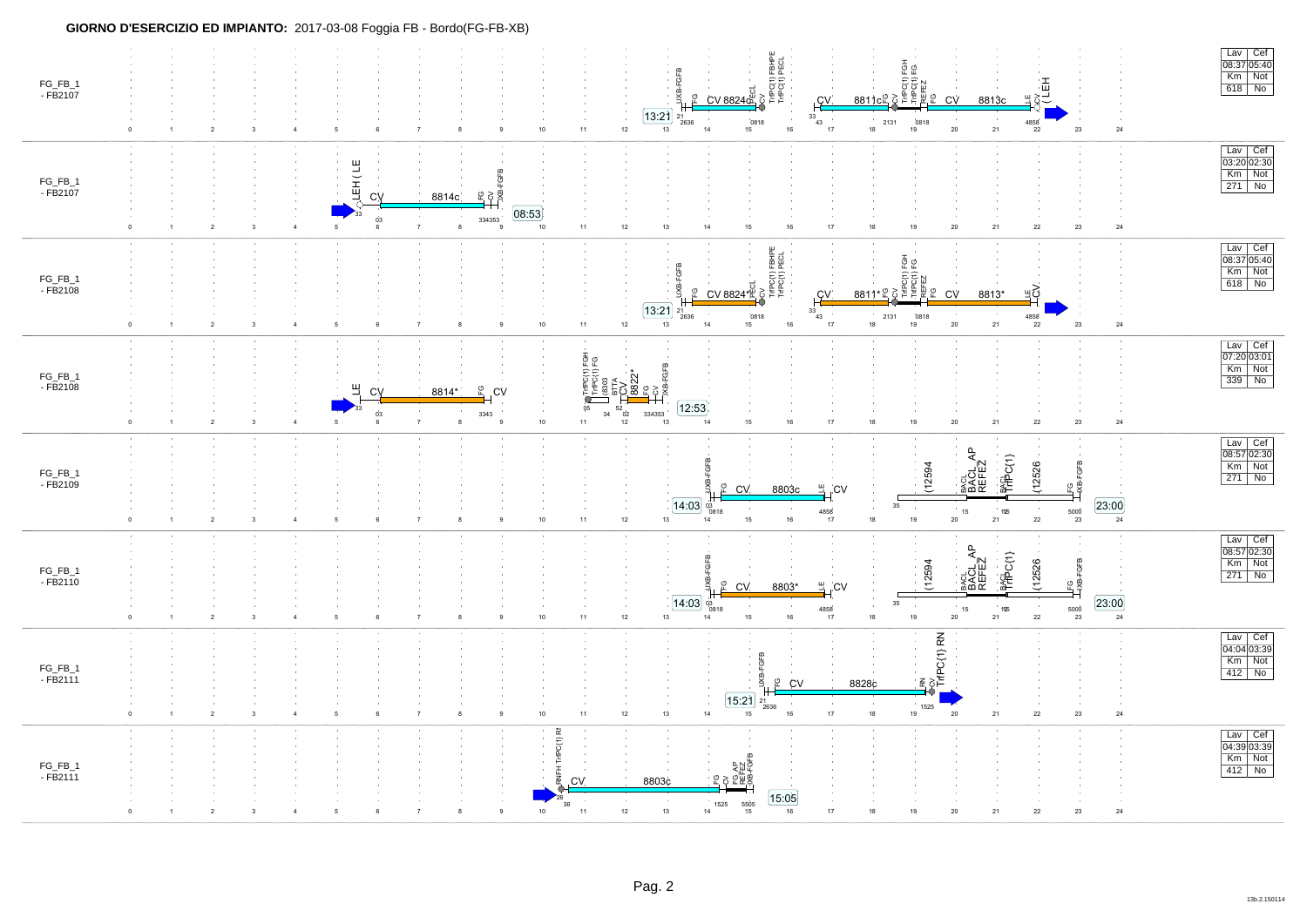**GIORNO D'ESERCIZIO ED IMPIANTO:** 2017-03-08 Foggia FB - Bordo(FG-FB-XB)

| Turno | Servizi | Lav | Cef | Km | Not |
|---|---|---|---|---|---|
| FG_FB_1 - FB2107 | 13:21 UXB-FGFB FG CV 8824c PECL CV TrPC(1) FBHPE TrPC(1) PECL CV 8811c FG CV TrPC(1) FGH TrPC(1) FG REFEZ FG CV 8813c LE CV LEH | 08:37 | 05:40 | 618 | No |
| FG_FB_1 - FB2107 | LEH LE CV 8814c FG CV UXB-FGFB 08:53 | 03:20 | 02:30 | 271 | No |
| FG_FB_1 - FB2108 | 13:21 UXB-FGFB FG CV 8824* PECL CV TrPC(1) FBHPE TrPC(1) PECL CV 8811* FG CV TrPC(1) FGH TrPC(1) FG REFEZ FG CV 8813* LE CV | 08:37 | 05:40 | 618 | No |
| FG_FB_1 - FB2108 | LE CV 8814* FG CV TrPC(1) FGH TrPC(1) FG (8803 BTTA CV 8822* FG CV UXB-FGFB 12:53 | 07:20 | 03:01 | 339 | No |
| FG_FB_1 - FB2109 | 14:03 UXB-FGFB FG CV 8803c LE CV (12594 BACL BACL_AP REFEZ BACL TrPC(1) (12526 FG UXB-FGFB 23:00 | 08:57 | 02:30 | 271 | No |
| FG_FB_1 - FB2110 | 14:03 UXB-FGFB FG CV 8803* LE CV (12594 BACL BACL_AP REFEZ BACL TrPC(1) (12526 FG UXB-FGFB 23:00 | 08:57 | 02:30 | 271 | No |
| FG_FB_1 - FB2111 | 15:21 UXB-FGFB FG CV 8828c RN CV TrPC(1) RN | 04:04 | 03:39 | 412 | No |
| FG_FB_1 - FB2111 | RNFH TrPC(1) RN CV 8803c FG CV FG_AP REFEZ UXB-FGFB 15:05 | 04:39 | 03:39 | 412 | No |

13b.2.150114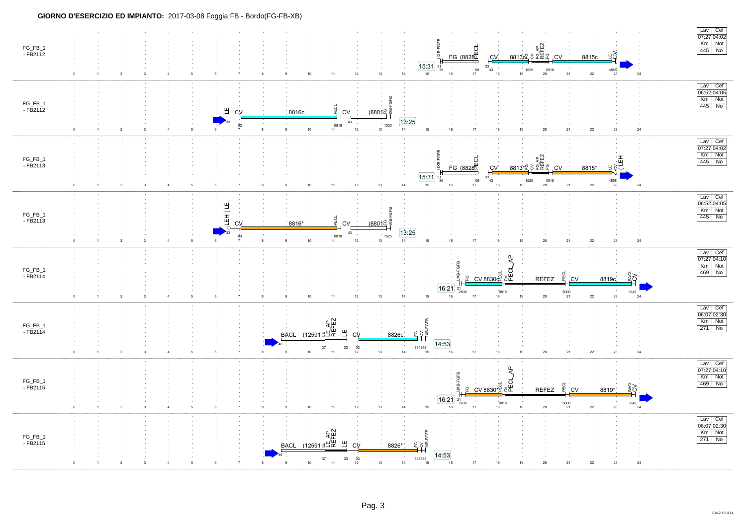**GIORNO D'ESERCIZIO ED IMPIANTO:** 2017-03-08 Foggia FB - Bordo(FG-FB-XB)

| Turno | Sequenza | Inizio | Lav | Cef | Km | Not |
|---|---|---|---|---|---|---|
| FG_FB_1 - FB2112 | UXB-FGFB – FG (8828) – PECL – CV – 8813c – FG – CV – FG_AP – REFEZ – FG – CV – 8815c – LE – CV | 15:31 | 07:27 | 04:02 | 445 | No |
| FG_FB_1 - FB2112 | LE – CV – 8816c – PECL – CV – (8801) – FG – UXB-FGFB | 13:25 | 06:52 | 04:05 | 445 | No |
| FG_FB_1 - FB2113 | UXB-FGFB – FG (8828) – PECL – CV – 8813* – FG – CV – FG_AP – REFEZ – FG – CV – 8815* – LE – CV – (LEH | 15:31 | 07:27 | 04:02 | 445 | No |
| FG_FB_1 - FB2113 | LEH (LE – CV – 8816* – PECL – CV – (8801) – FG – UXB-FGFB | 13:25 | 06:52 | 04:05 | 445 | No |
| FG_FB_1 - FB2114 | UXB-FGFB – FG – CV 8830c – PECL – CV – PECL_AP – REFEZ – PECL – CV – 8819c – BACL – CV | 16:21 | 07:27 | 04:10 | 469 | No |
| FG_FB_1 - FB2114 | BACL – (12591) – LE – LE_AP – REFEZ – LE – CV – 8826c – FG – CV – UXB-FGFB | 14:53 | 06:07 | 02:30 | 271 | No |
| FG_FB_1 - FB2115 | UXB-FGFB – FG – CV 8830* – PECL – CV – PECL_AP – REFEZ – PECL – CV – 8819* – BACL – CV | 16:21 | 07:27 | 04:10 | 469 | No |
| FG_FB_1 - FB2115 | BACL – (12591) – LE – LE_AP – REFEZ – LE – CV – 8826* – FG – CV – UXB-FGFB | 14:53 | 06:07 | 02:30 | 271 | No |

13b.2.150114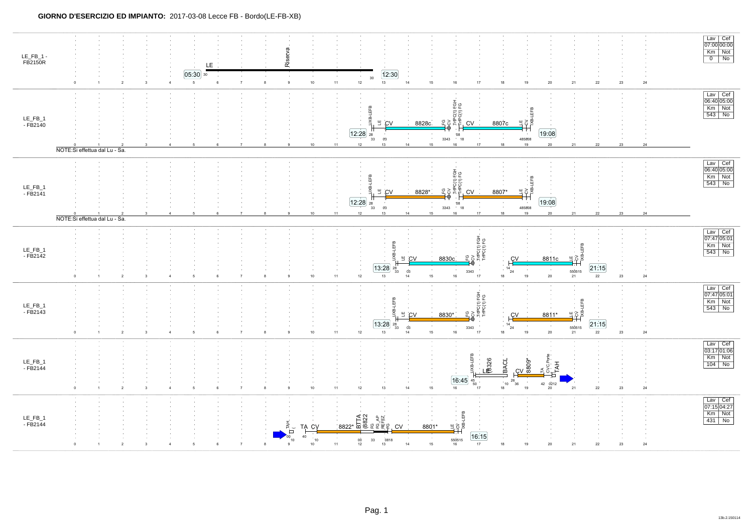**GIORNO D'ESERCIZIO ED IMPIANTO:** 2017-03-08 Lecce FB - Bordo(LE-FB-XB)

## LE_FB_1 - FB2150R

LE — Riserva — 05:30 – 12:30

| Lav | Cef |
|---|---|
| 07:00 | 00:00 |
| Km | Not |
| 0 | No |

## LE_FB_1 - FB2140

12:28 — UXB-LEFB, LE, CV — 8828c — FG, CV, TrPC(1) FGH, TrPC(1) FG — CV — 8807c — LE, CV, XB-LEFB — 19:08

| Lav | Cef |
|---|---|
| 06:40 | 05:00 |
| Km | Not |
| 543 | No |

NOTE:Si effettua dal Lu - Sa.

## LE_FB_1 - FB2141

12:28 — UXB-LEFB, LE, CV — 8828* — FG, CV, TrPC(1) FGH, TrPC(1) FG — CV — 8807* — LE, CV, XB-LEFB — 19:08

| Lav | Cef |
|---|---|
| 06:40 | 05:00 |
| Km | Not |
| 543 | No |

NOTE:Si effettua dal Lu - Sa.

## LE_FB_1 - FB2142

13:28 — UXB-LEFB, LE, CV — 8830c — FG, CV, TrPC(1) FGH, TrPC(1) FG — CV — 8811c — LE, CV, XB-LEFB — 21:15

| Lav | Cef |
|---|---|
| 07:47 | 05:01 |
| Km | Not |
| 543 | No |

## LE_FB_1 - FB2143

13:28 — UXB-LEFB, LE, CV — 8830* — FG, CV, TrPC(1) FGH, TrPC(1) FG — CV — 8811* — LE, CV, XB-LEFB — 21:15

| Lav | Cef |
|---|---|
| 07:47 | 05:01 |
| Km | Not |
| 543 | No |

## LE_FB_1 - FB2144

16:45 — UXB-LEFB, LE, 8326 — BACL — CV — 8809* — TA, CVC-Porte, TAH

| Lav | Cef |
|---|---|
| 03:17 | 01:06 |
| Km | Not |
| 104 | No |

## LE_FB_1 - FB2144

TAH — TA, CV — 8822* — BTTA, 8822, FG, FG AP, REFEZ, FG — CV — 8801* — LE, CV, XB-LEFB — 16:15

| Lav | Cef |
|---|---|
| 07:15 | 04:27 |
| Km | Not |
| 431 | No |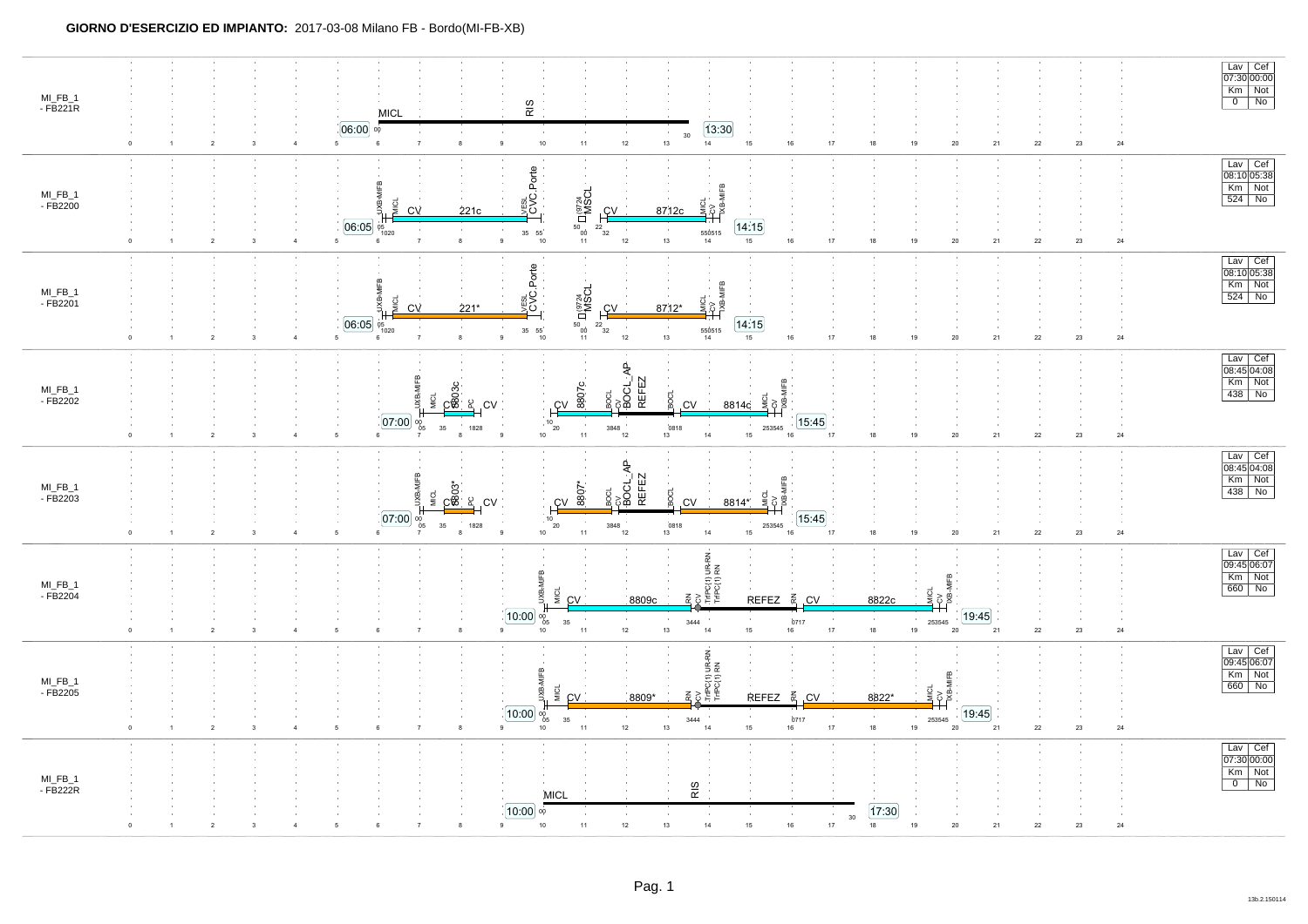**GIORNO D'ESERCIZIO ED IMPIANTO:** 2017-03-08 Milano FB - Bordo(MI-FB-XB)

MI_FB_1 - FB221R

06:00 — MICL — RIS — 13:30

| Lav | Cef |
|---|---|
| 07:30 | 00:00 |
| Km | Not |
| 0 | No |

MI_FB_1 - FB2200

06:05 — UXB-MIFB — MICL — CV — 221c — LVESL — CVC.Porte — 9724 MSCL — CV — 8712c — MICL — CV — IXB-MIFB — 14:15

| Lav | Cef |
|---|---|
| 08:10 | 05:38 |
| Km | Not |
| 524 | No |

MI_FB_1 - FB2201

06:05 — UXB-MIFB — MICL — CV — 221* — LVESL — CVC.Porte — 9724 MSCL — CV — 8712* — MICL — CV — IXB-MIFB — 14:15

| Lav | Cef |
|---|---|
| 08:10 | 05:38 |
| Km | Not |
| 524 | No |

MI_FB_1 - FB2202

07:00 — UXB-MIFB — MICL — CV — 8803c — PC — CV — CV — 8807c — BOCL — CV — BOCL_AP — REFEZ — BOCL — CV — 8814c — MICL — CV — IXB-MIFB — 15:45

| Lav | Cef |
|---|---|
| 08:45 | 04:08 |
| Km | Not |
| 438 | No |

MI_FB_1 - FB2203

07:00 — UXB-MIFB — MICL — CV — 8803* — PC — CV — CV — 8807* — BOCL — CV — BOCL_AP — REFEZ — BOCL — CV — 8814* — MICL — CV — IXB-MIFB — 15:45

| Lav | Cef |
|---|---|
| 08:45 | 04:08 |
| Km | Not |
| 438 | No |

MI_FB_1 - FB2204

10:00 — UXB-MIFB — MICL — CV — 8809c — RN — CV — TrPC(1) UR-RN — TrPC(1) RN — REFEZ — RN — CV — 8822c — MICL — CV — IXB-MIFB — 19:45

| Lav | Cef |
|---|---|
| 09:45 | 06:07 |
| Km | Not |
| 660 | No |

MI_FB_1 - FB2205

10:00 — UXB-MIFB — MICL — CV — 8809* — RN — CV — TrPC(1) UR-RN — TrPC(1) RN — REFEZ — RN — CV — 8822* — MICL — CV — IXB-MIFB — 19:45

| Lav | Cef |
|---|---|
| 09:45 | 06:07 |
| Km | Not |
| 660 | No |

MI_FB_1 - FB222R

10:00 — MICL — RIS — 17:30

| Lav | Cef |
|---|---|
| 07:30 | 00:00 |
| Km | Not |
| 0 | No |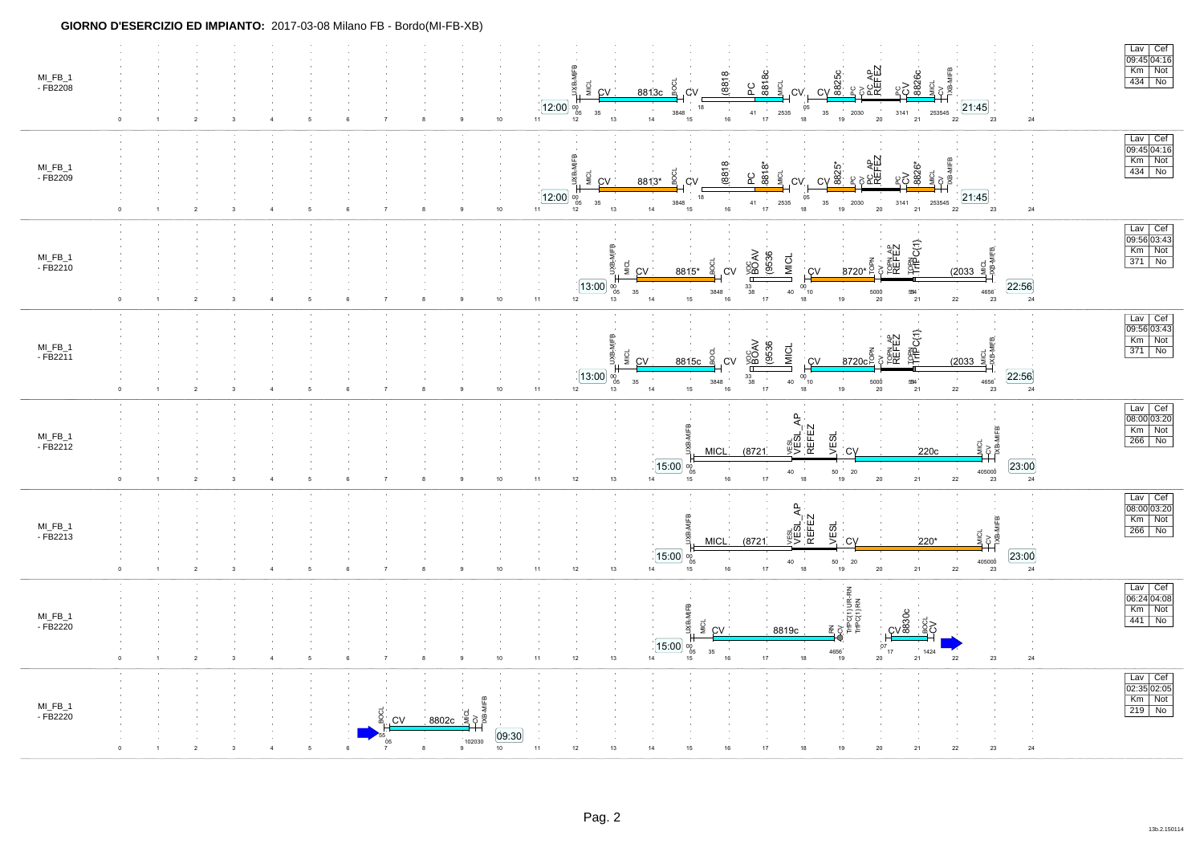**GIORNO D'ESERCIZIO ED IMPIANTO:** 2017-03-08 Milano FB - Bordo(MI-FB-XB)

| Turno | Inizio | Fine | Sequenza | Lav | Cef | Km | Not |
|---|---|---|---|---|---|---|---|
| MI_FB_1 - FB2208 | 12:00 | 21:45 | IXB-MIFB, MICL, CV, 8813c, BOCL, CV, (8818, PC, 8818c, MICL, CV, CV, 8825c, PC, CV, PC_AP, REFEZ, PC, CV, 8826c, MICL, CV, IXB-MIFB | 09:45 | 04:16 | 434 | No |
| MI_FB_1 - FB2209 | 12:00 | 21:45 | IXB-MIFB, MICL, CV, 8813*, BOCL, CV, (8818, PC, 8818*, MICL, CV, CV, 8825*, PC, CV, PC_AP, REFEZ, PC, CV, 8826*, MICL, CV, IXB-MIFB | 09:45 | 04:16 | 434 | No |
| MI_FB_1 - FB2210 | 13:00 | 22:56 | IXB-MIFB, MICL, CV, 8815*, BOCL, CV, VOC, BOAV, (9536, MICL, CV, 8720*, TOPN, CV, TOPN_AP, REFEZ, TOPN, TrPC(1), (2033, MICL, IXB-MIFB | 09:56 | 03:43 | 371 | No |
| MI_FB_1 - FB2211 | 13:00 | 22:56 | IXB-MIFB, MICL, CV, 8815c, BOCL, CV, VOC, BOAV, (9536, MICL, CV, 8720c, TOPN, CV, TOPN_AP, REFEZ, TOPN, TrPC(1), (2033, MICL, IXB-MIFB | 09:56 | 03:43 | 371 | No |
| MI_FB_1 - FB2212 | 15:00 | 23:00 | IXB-MIFB, MICL, (8721, VESL, VESL_AP, REFEZ, VESL, CV, 220c, MICL, CV, IXB-MIFB | 08:00 | 03:20 | 266 | No |
| MI_FB_1 - FB2213 | 15:00 | 23:00 | IXB-MIFB, MICL, (8721, VESL, VESL_AP, REFEZ, VESL, CV, 220*, MICL, CV, IXB-MIFB | 08:00 | 03:20 | 266 | No |
| MI_FB_1 - FB2220 | 15:00 | | IXB-MIFB, MICL, CV, 8819c, URN, CV, TrPC(1) UR-RN, TrPC(1) RN, CV, 8830c, BOCL, CV | 06:24 | 04:08 | 441 | No |
| MI_FB_1 - FB2220 | | 09:30 | BOCL, CV, 8802c, MICL, CV, IXB-MIFB | 02:35 | 02:05 | 219 | No |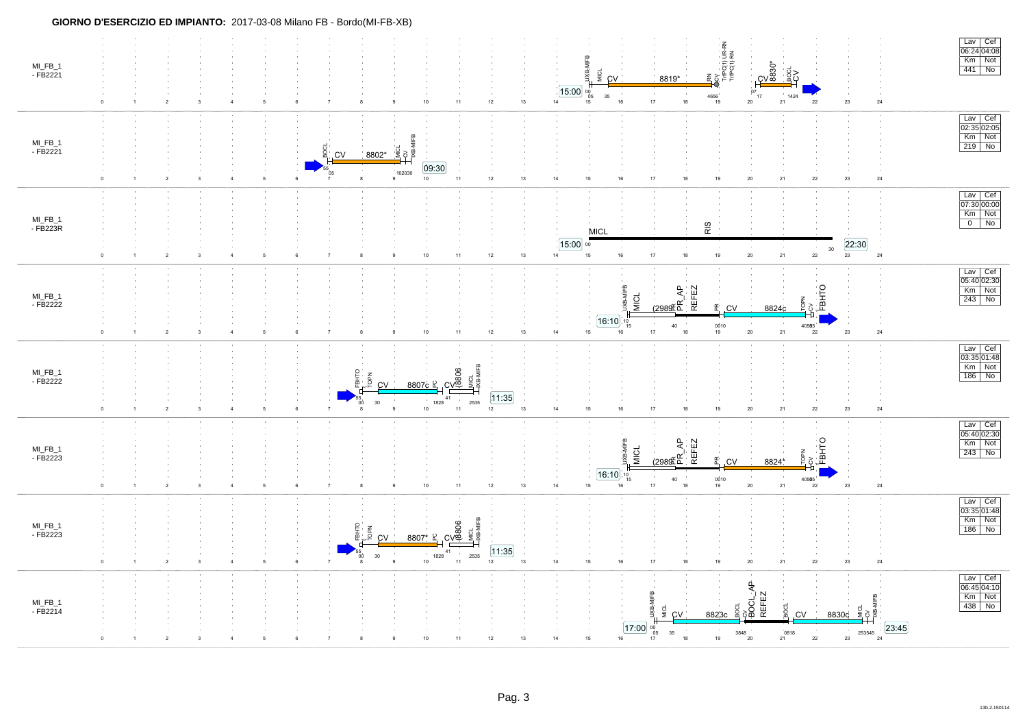**GIORNO D'ESERCIZIO ED IMPIANTO:** 2017-03-08 Milano FB - Bordo(MI-FB-XB)

| Turno | Attività | Lav | Cef | Km | Not |
|---|---|---|---|---|---|
| MI_FB_1 - FB2221 | 15:00 UXB-MIFB, MICL, CV 8819*, RN, CV, TrPC(1) UR-RN, TrPC(1) RN, CV 8830*, BOCL, CV | 06:24 | 04:08 | 441 | No |
| MI_FB_1 - FB2221 | BOCL, CV 8802*, MICL, CV, UXB-MIFB 09:30 | 02:35 | 02:05 | 219 | No |
| MI_FB_1 - FB223R | 15:00 MICL, RIS 22:30 | 07:30 | 00:00 | 0 | No |
| MI_FB_1 - FB2222 | 16:10 UXB-MIFB, MICL, (2989), PR_AP, REFEZ, PR, CV 8824c, TOPN, CV, FBHTO | 05:40 | 02:30 | 243 | No |
| MI_FB_1 - FB2222 | FBHTO, TOPN, CV 8807c, PC, CV 8806, MICL, UXB-MIFB 11:35 | 03:35 | 01:48 | 186 | No |
| MI_FB_1 - FB2223 | 16:10 UXB-MIFB, MICL, (2989), PR_AP, REFEZ, PR, CV 8824*, TOPN, CV, FBHTO | 05:40 | 02:30 | 243 | No |
| MI_FB_1 - FB2223 | FBHTO, TOPN, CV 8807*, PC, CV 8806, MICL, UXB-MIFB 11:35 | 03:35 | 01:48 | 186 | No |
| MI_FB_1 - FB2214 | 17:00 UXB-MIFB, MICL, CV 8823c, BOCL, CV, BOCL_AP, REFEZ, BOCL, CV 8830c, MICL, CV, UXB-MIFB 23:45 | 06:45 | 04:10 | 438 | No |

13b.2.150114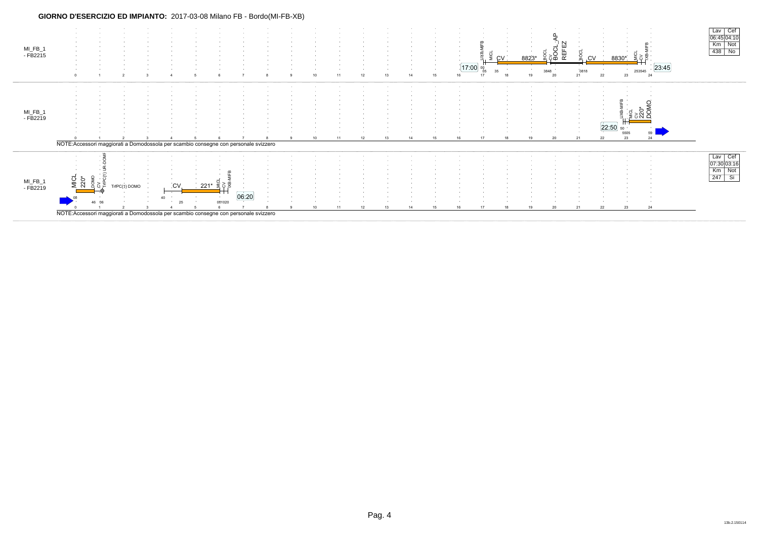**GIORNO D'ESERCIZIO ED IMPIANTO:** 2017-03-08 Milano FB - Bordo(MI-FB-XB)

MI_FB_1 - FB2215

17:00 — UXB-MIFB 00 — MICL 05 — CV 35 — 8823* — BOCL 38 — CV 48 — BOCL_AP — REFEZ — BOCL 08 — CV 18 — 8830* — MICL 25 — CV 35 — XB-MIFB 45 — 23:45

| Lav | Cef |
| --- | --- |
| 06:45 | 04:10 |
| Km | Not |
| 438 | No |

MI_FB_1 - FB2219

22:50 — UXB-MIFB 50 — MICL 55 — CV 05 — 220* — DOMO 59 →

NOTE:Accessori maggiorati a Domodossola per scambio consegne con personale svizzero

MI_FB_1 - FB2219

→ MICL 00 — 220* — DOMO 46 — CV 06 — TrfPC(1) UR-DOMF — TrfPC(1) DOMO — 40 — CV 25 — 221* — MICL 06 — CV 10 — XB-MIFB 20 — 06:20

| Lav | Cef |
| --- | --- |
| 07:30 | 03:16 |
| Km | Not |
| 247 | Sì |

NOTE:Accessori maggiorati a Domodossola per scambio consegne con personale svizzero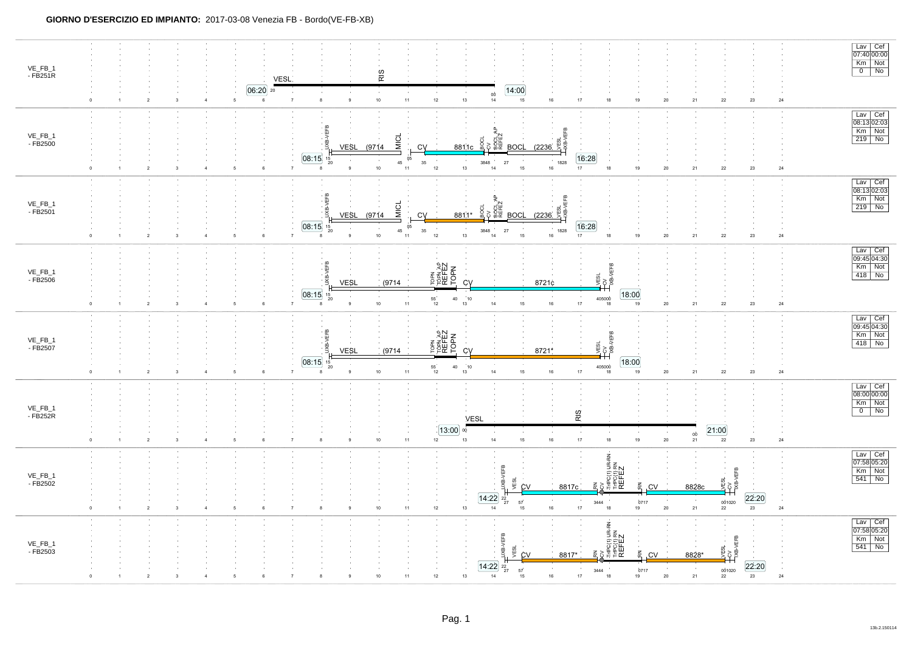**GIORNO D'ESERCIZIO ED IMPIANTO:** 2017-03-08 Venezia FB - Bordo(VE-FB-XB)

| Turno | Inizio | Fine | Lav | Cef | Km | Not |
|---|---|---|---|---|---|---|
| VE_FB_1 - FB251R | 06:20 | 14:00 | 07:40 | 00:00 | 0 | No |
| VE_FB_1 - FB2500 | 08:15 | 16:28 | 08:13 | 02:03 | 219 | No |
| VE_FB_1 - FB2501 | 08:15 | 16:28 | 08:13 | 02:03 | 219 | No |
| VE_FB_1 - FB2506 | 08:15 | 18:00 | 09:45 | 04:30 | 418 | No |
| VE_FB_1 - FB2507 | 08:15 | 18:00 | 09:45 | 04:30 | 418 | No |
| VE_FB_1 - FB252R | 13:00 | 21:00 | 08:00 | 00:00 | 0 | No |
| VE_FB_1 - FB2502 | 14:22 | 22:20 | 07:58 | 05:20 | 541 | No |
| VE_FB_1 - FB2503 | 14:22 | 22:20 | 07:58 | 05:20 | 541 | No |

**VE_FB_1 - FB251R:** 06:20 VESL — RIS — 14:00

**VE_FB_1 - FB2500:** 08:15 UXB-VEFB, VESL (9714, MICL, CV 8811c, BOCL, CV, BOCL_AP, REFEZ, BOCL (2236, VESL, IXB-VEFB 16:28

**VE_FB_1 - FB2501:** 08:15 UXB-VEFB, VESL (9714, MICL, CV 8811*, BOCL, CV, BOCL_AP, REFEZ, BOCL (2236, VESL, IXB-VEFB 16:28

**VE_FB_1 - FB2506:** 08:15 UXB-VEFB, VESL (9714, TOPN, TOPN_AP, REFEZ, TOPN, CV 8721c, VESL, CV, IXB-VEFB 18:00

**VE_FB_1 - FB2507:** 08:15 UXB-VEFB, VESL (9714, TOPN, TOPN_AP, REFEZ, TOPN, CV 8721*, VESL, CV, IXB-VEFB 18:00

**VE_FB_1 - FB252R:** 13:00 VESL — RIS — 21:00

**VE_FB_1 - FB2502:** 14:22 UXB-VEFB, VESL, CV 8817c, RN, CV, THPC(1) UR-RN, THPC(1) RN, REFEZ, RN, CV 8828c, VESL, CV, IXB-VEFB 22:20

**VE_FB_1 - FB2503:** 14:22 UXB-VEFB, VESL, CV 8817*, RN, CV, THPC(1) UR-RN, THPC(1) RN, REFEZ, RN, CV 8828*, VESL, CV, IXB-VEFB 22:20

Pag. 1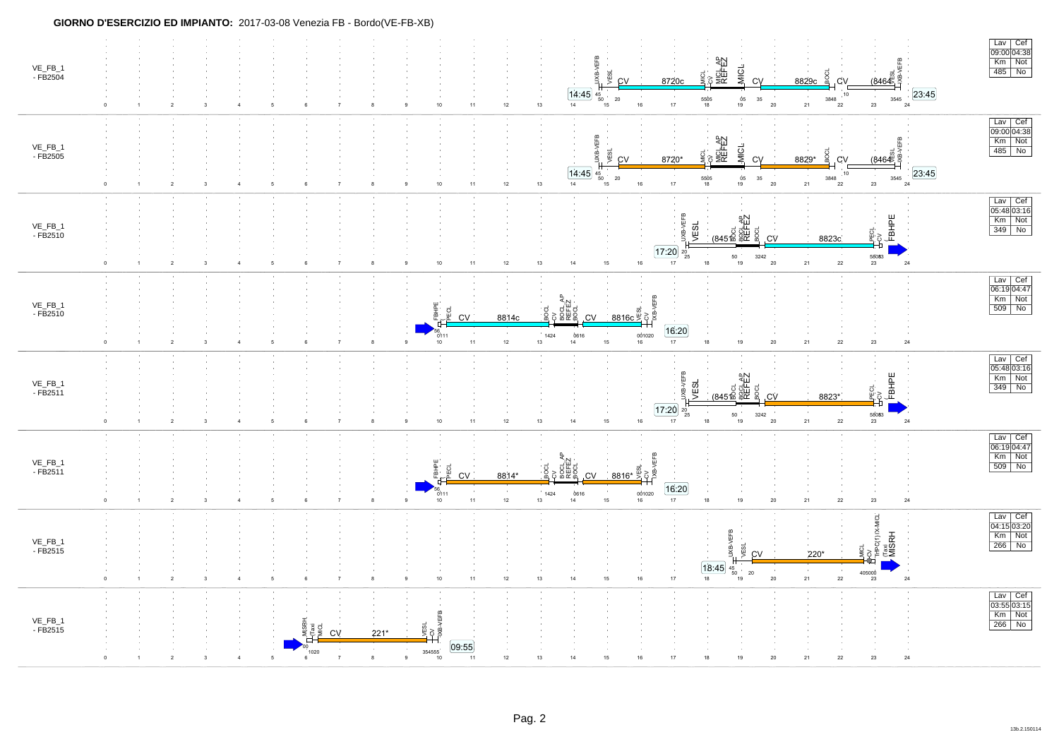**GIORNO D'ESERCIZIO ED IMPIANTO:** 2017-03-08 Venezia FB - Bordo(VE-FB-XB)

VE_FB_1 - FB2504

UXB-VEFB VESL CV 8720c MICL CV MICL_AP REFEZ MICL CV 8829c BOCL CV (8464 VESL UXB-VEFB

14:45 45 50 20 5505 05 35 3848 10 3545 23:45

| Lav | Cef |
|---|---|
| 09:00 | 04:38 |
| Km | Not |
| 485 | No |

VE_FB_1 - FB2505

UXB-VEFB VESL CV 8720* MICL CV MICL_AP REFEZ MICL CV 8829* BOCL CV (8464 VESL UXB-VEFB

14:45 45 50 20 5505 05 35 3848 10 3545 23:45

| Lav | Cef |
|---|---|
| 09:00 | 04:38 |
| Km | Not |
| 485 | No |

VE_FB_1 - FB2510

UXB-VEFB VESL (8451 BOCL BOCL_AP REFEZ BOCL CV 8823c PECL CV FBHPE

17:20 20 25 50 3242 5803 3

| Lav | Cef |
|---|---|
| 05:48 | 03:16 |
| Km | Not |
| 349 | No |

VE_FB_1 - FB2510

FBHPE PECL CV 8814c BOCL CV BOCL_AP REFEZ BOCL CV 8816c VESL CV UXB-VEFB

56 0111 1424 0616 001020 16:20

| Lav | Cef |
|---|---|
| 06:19 | 04:47 |
| Km | Not |
| 509 | No |

VE_FB_1 - FB2511

UXB-VEFB VESL (8451 BOCL BOCL_AP REFEZ BOCL CV 8823* PECL CV FBHPE

17:20 20 25 50 3242 5803 3

| Lav | Cef |
|---|---|
| 05:48 | 03:16 |
| Km | Not |
| 349 | No |

VE_FB_1 - FB2511

FBHPE PECL CV 8814* BOCL CV BOCL_AP REFEZ BOCL CV 8816* VESL CV UXB-VEFB

56 0111 1424 0616 001020 16:20

| Lav | Cef |
|---|---|
| 06:19 | 04:47 |
| Km | Not |
| 509 | No |

VE_FB_1 - FB2515

UXB-VEFB VESL CV 220* MICL CV TrPC(1)X-MICL (Taxi MISRH

18:45 45 50 20 405000

| Lav | Cef |
|---|---|
| 04:15 | 03:20 |
| Km | Not |
| 266 | No |

VE_FB_1 - FB2515

MISRH (Taxi MICL CV 221* VESL CV UXB-VEFB

00 1020 354555 09:55

| Lav | Cef |
|---|---|
| 03:55 | 03:15 |
| Km | Not |
| 266 | No |

13b.2.150114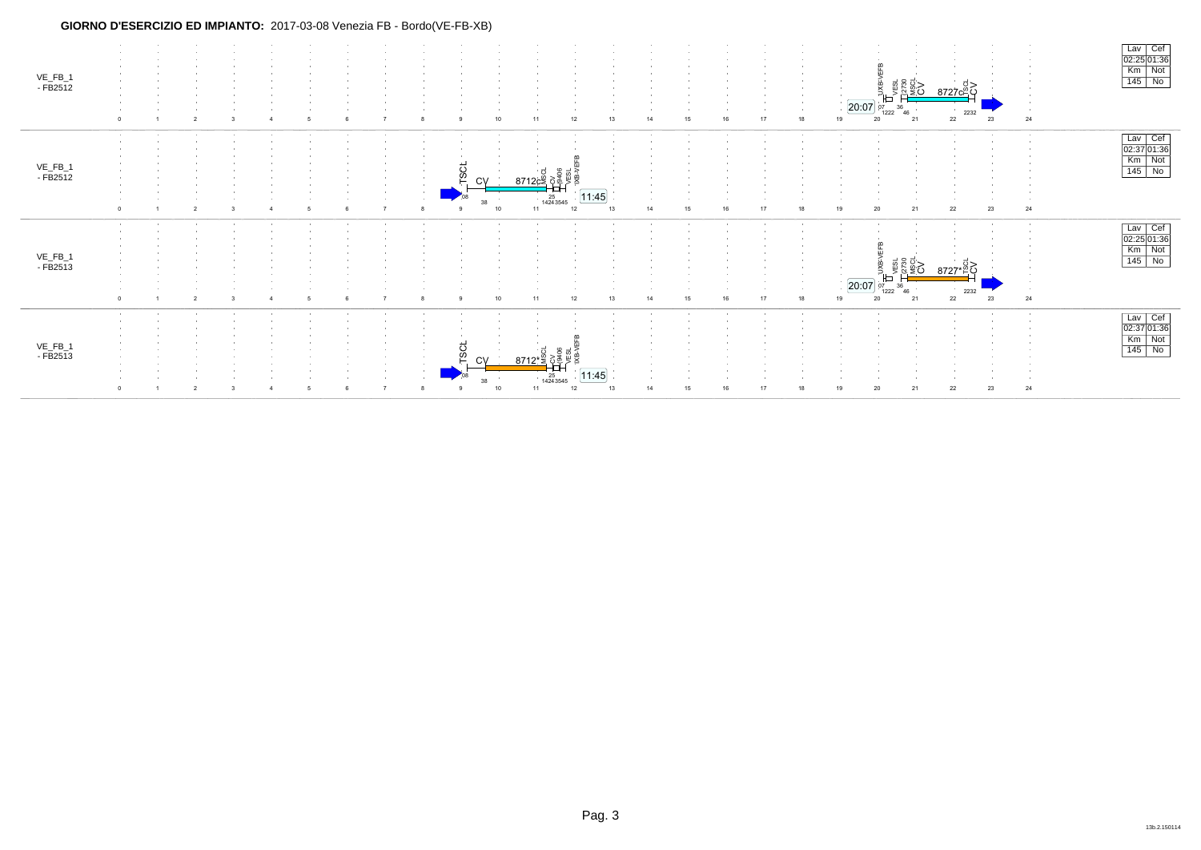**GIORNO D'ESERCIZIO ED IMPIANTO:** 2017-03-08 Venezia FB - Bordo(VE-FB-XB)

VE_FB_1
- FB2512

0 1 2 3 4 5 6 7 8 9 10 11 12 13 14 15 16 17 18 19 20 21 22 23 24

20:07 07 1222 36 46 UXB-VEFB VESL 2730 MSCL CV 8727 TSCL CV 2232

| Lav | Cef |
|---|---|
| 02:25 | 01:36 |
| Km | Not |
| 145 | No |

VE_FB_1
- FB2512

0 1 2 3 4 5 6 7 8 9 10 11 12 13 14 15 16 17 18 19 20 21 22 23 24

TSCL CV 08 38 8712 MSCL CV 3406 VESL 1XB-VEFB 25 1424 3545 11:45

| Lav | Cef |
|---|---|
| 02:37 | 01:36 |
| Km | Not |
| 145 | No |

VE_FB_1
- FB2513

0 1 2 3 4 5 6 7 8 9 10 11 12 13 14 15 16 17 18 19 20 21 22 23 24

20:07 07 1222 36 46 UXB-VEFB VESL 2730 MSCL CV 8727* TSCL CV 2232

| Lav | Cef |
|---|---|
| 02:25 | 01:36 |
| Km | Not |
| 145 | No |

VE_FB_1
- FB2513

0 1 2 3 4 5 6 7 8 9 10 11 12 13 14 15 16 17 18 19 20 21 22 23 24

TSCL CV 08 38 8712* MSCL CV 3406 VESL 1XB-VEFB 25 1424 3545 11:45

| Lav | Cef |
|---|---|
| 02:37 | 01:36 |
| Km | Not |
| 145 | No |

13b.2.150114